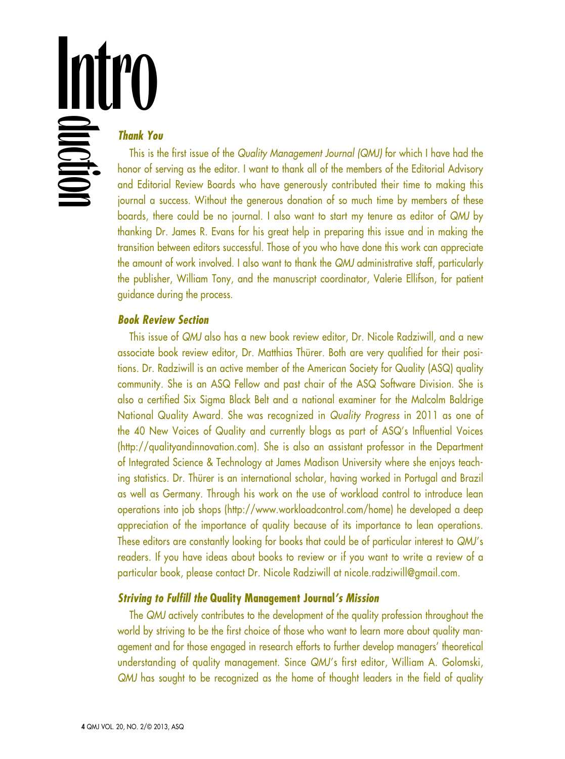# Introduction

### *Thank You*

This is the first issue of the *Quality Management Journal (QMJ)* for which I have had the honor of serving as the editor. I want to thank all of the members of the Editorial Advisory and Editorial Review Boards who have generously contributed their time to making this journal a success. Without the generous donation of so much time by members of these boards, there could be no journal. I also want to start my tenure as editor of *QMJ* by thanking Dr. James R. Evans for his great help in preparing this issue and in making the transition between editors successful. Those of you who have done this work can appreciate the amount of work involved. I also want to thank the *QMJ* administrative staff, particularly the publisher, William Tony, and the manuscript coordinator, Valerie Ellifson, for patient guidance during the process.

### *Book Review Section*

This issue of *QMJ* also has a new book review editor, Dr. Nicole Radziwill, and a new associate book review editor, Dr. Matthias Thürer. Both are very qualified for their positions. Dr. Radziwill is an active member of the American Society for Quality (ASQ) quality community. She is an ASQ Fellow and past chair of the ASQ Software Division. She is also a certified Six Sigma Black Belt and a national examiner for the Malcolm Baldrige National Quality Award. She was recognized in *Quality Progress* in 2011 as one of the 40 New Voices of Quality and currently blogs as part of ASQ's Influential Voices (http://qualityandinnovation.com). She is also an assistant professor in the Department of Integrated Science & Technology at James Madison University where she enjoys teaching statistics. Dr. Thürer is an international scholar, having worked in Portugal and Brazil as well as Germany. Through his work on the use of workload control to introduce lean operations into job shops (http://www.workloadcontrol.com/home) he developed a deep appreciation of the importance of quality because of its importance to lean operations. These editors are constantly looking for books that could be of particular interest to *QMJ*'s readers. If you have ideas about books to review or if you want to write a review of a particular book, please contact Dr. Nicole Radziwill at nicole.radziwill@gmail.com.

### *Striving to Fulfill the* **Quality Management Journal***'s Mission*

The *QMJ* actively contributes to the development of the quality profession throughout the world by striving to be the first choice of those who want to learn more about quality management and for those engaged in research efforts to further develop managers' theoretical understanding of quality management. Since *QMJ*'s first editor, William A. Golomski, *QMJ* has sought to be recognized as the home of thought leaders in the field of quality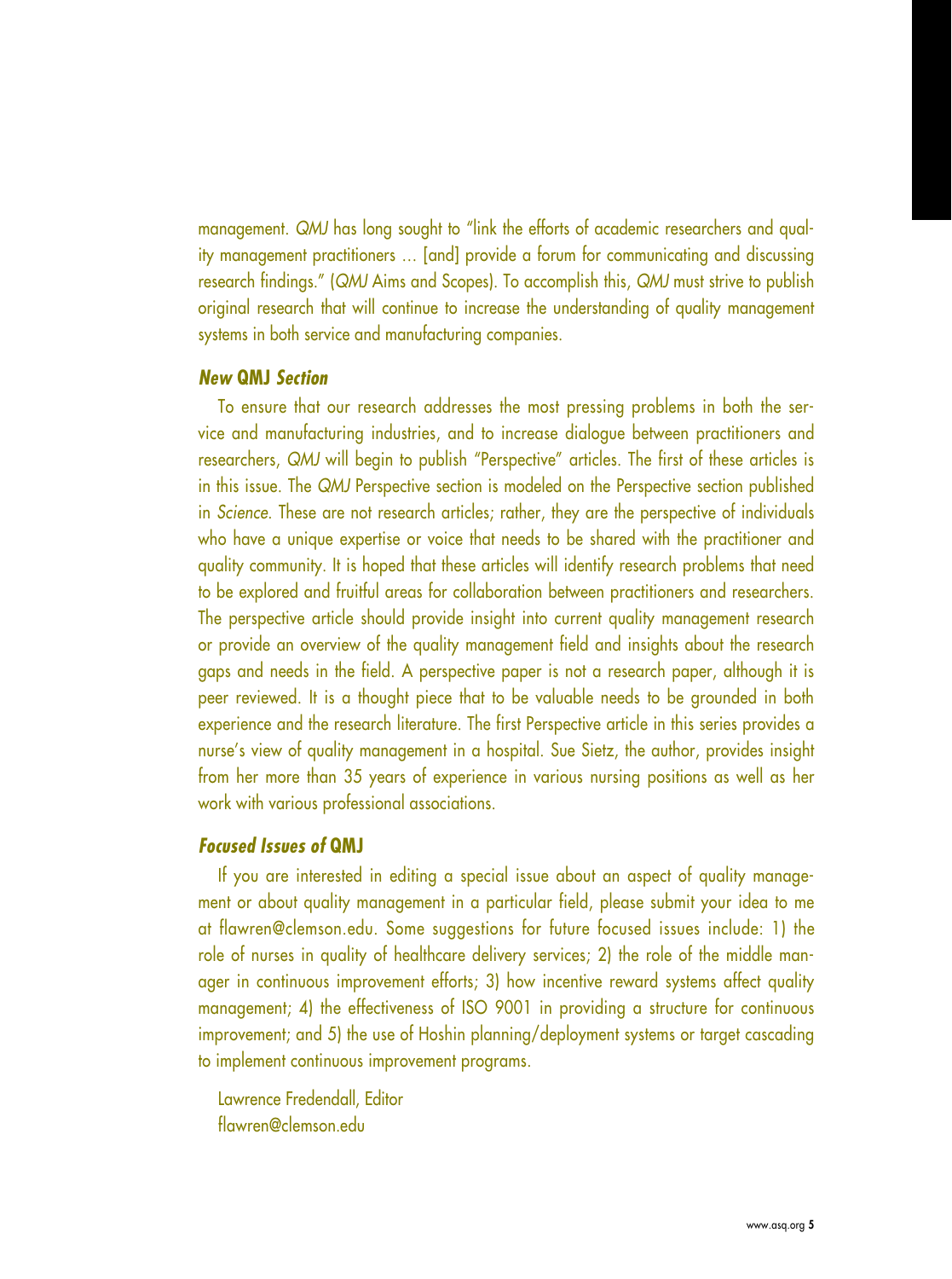management. *QMJ* has long sought to "link the efforts of academic researchers and quality management practitioners … [and] provide a forum for communicating and discussing research findings." (*QMJ* Aims and Scopes). To accomplish this, *QMJ* must strive to publish original research that will continue to increase the understanding of quality management systems in both service and manufacturing companies.

### *New* QMJ *Section*

To ensure that our research addresses the most pressing problems in both the service and manufacturing industries, and to increase dialogue between practitioners and researchers, *QMJ* will begin to publish "Perspective" articles. The first of these articles is in this issue. The *QMJ* Perspective section is modeled on the Perspective section published in *Science*. These are not research articles; rather, they are the perspective of individuals who have a unique expertise or voice that needs to be shared with the practitioner and quality community. It is hoped that these articles will identify research problems that need to be explored and fruitful areas for collaboration between practitioners and researchers. The perspective article should provide insight into current quality management research or provide an overview of the quality management field and insights about the research gaps and needs in the field. A perspective paper is not a research paper, although it is peer reviewed. It is a thought piece that to be valuable needs to be grounded in both experience and the research literature. The first Perspective article in this series provides a nurse's view of quality management in a hospital. Sue Sietz, the author, provides insight from her more than 35 years of experience in various nursing positions as well as her work with various professional associations.

### *Focused Issues of* QMJ

If you are interested in editing a special issue about an aspect of quality management or about quality management in a particular field, please submit your idea to me at flawren@clemson.edu. Some suggestions for future focused issues include: 1) the role of nurses in quality of healthcare delivery services; 2) the role of the middle manager in continuous improvement efforts; 3) how incentive reward systems affect quality management; 4) the effectiveness of ISO 9001 in providing a structure for continuous improvement; and 5) the use of Hoshin planning/deployment systems or target cascading to implement continuous improvement programs.

Lawrence Fredendall, Editor  
flawren@clemson.edu